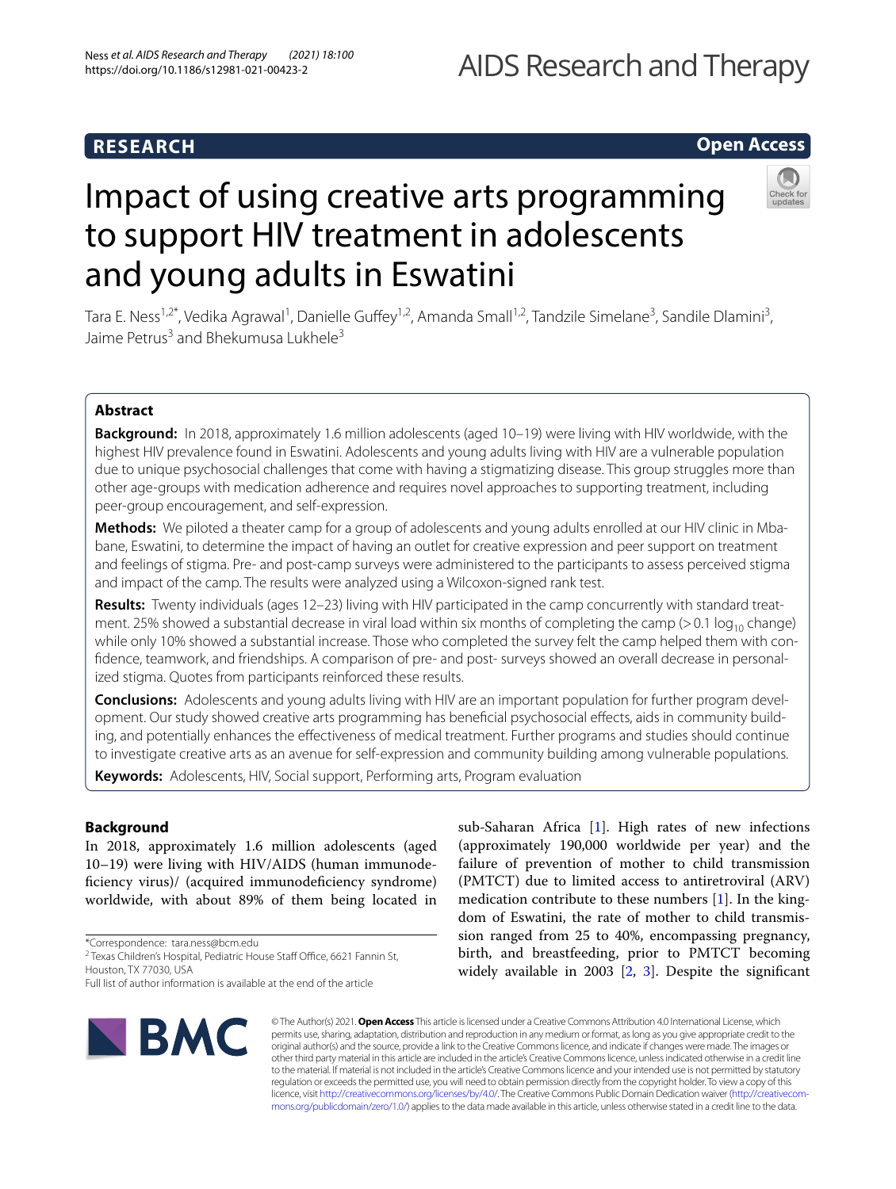RESEARCH

Open Access

# Impact of using creative arts programming to support HIV treatment in adolescents and young adults in Eswatini

Tara E. Ness[1,2*], Vedika Agrawal[1], Danielle Guffey[1,2], Amanda Small[1,2], Tandzile Simelane[3], Sandile Dlamini[3], Jaime Petrus[3] and Bhekumusa Lukhele[3]

## Abstract

**Background:** In 2018, approximately 1.6 million adolescents (aged 10–19) were living with HIV worldwide, with the highest HIV prevalence found in Eswatini. Adolescents and young adults living with HIV are a vulnerable population due to unique psychosocial challenges that come with having a stigmatizing disease. This group struggles more than other age-groups with medication adherence and requires novel approaches to supporting treatment, including peer-group encouragement, and self-expression.

**Methods:** We piloted a theater camp for a group of adolescents and young adults enrolled at our HIV clinic in Mbabane, Eswatini, to determine the impact of having an outlet for creative expression and peer support on treatment and feelings of stigma. Pre- and post-camp surveys were administered to the participants to assess perceived stigma and impact of the camp. The results were analyzed using a Wilcoxon-signed rank test.

**Results:** Twenty individuals (ages 12–23) living with HIV participated in the camp concurrently with standard treatment. 25% showed a substantial decrease in viral load within six months of completing the camp (> 0.1 $\log_{10}$ change) while only 10% showed a substantial increase. Those who completed the survey felt the camp helped them with confidence, teamwork, and friendships. A comparison of pre- and post- surveys showed an overall decrease in personalized stigma. Quotes from participants reinforced these results.

**Conclusions:** Adolescents and young adults living with HIV are an important population for further program development. Our study showed creative arts programming has beneficial psychosocial effects, aids in community building, and potentially enhances the effectiveness of medical treatment. Further programs and studies should continue to investigate creative arts as an avenue for self-expression and community building among vulnerable populations.

**Keywords:** Adolescents, HIV, Social support, Performing arts, Program evaluation

## Background

In 2018, approximately 1.6 million adolescents (aged 10–19) were living with HIV/AIDS (human immunodeficiency virus)/ (acquired immunodeficiency syndrome) worldwide, with about 89% of them being located in sub-Saharan Africa [1]. High rates of new infections (approximately 190,000 worldwide per year) and the failure of prevention of mother to child transmission (PMTCT) due to limited access to antiretroviral (ARV) medication contribute to these numbers [1]. In the kingdom of Eswatini, the rate of mother to child transmission ranged from 25 to 40%, encompassing pregnancy, birth, and breastfeeding, prior to PMTCT becoming widely available in 2003 [2, 3]. Despite the significant

*Correspondence: tara.ness@bcm.edu

[2] Texas Children's Hospital, Pediatric House Staff Office, 6621 Fannin St, Houston, TX 77030, USA

Full list of author information is available at the end of the article

© The Author(s) 2021. **Open Access** This article is licensed under a Creative Commons Attribution 4.0 International License, which permits use, sharing, adaptation, distribution and reproduction in any medium or format, as long as you give appropriate credit to the original author(s) and the source, provide a link to the Creative Commons licence, and indicate if changes were made. The images or other third party material in this article are included in the article's Creative Commons licence, unless indicated otherwise in a credit line to the material. If material is not included in the article's Creative Commons licence and your intended use is not permitted by statutory regulation or exceeds the permitted use, you will need to obtain permission directly from the copyright holder. To view a copy of this licence, visit http://creativecommons.org/licenses/by/4.0/. The Creative Commons Public Domain Dedication waiver (http://creativecommons.org/publicdomain/zero/1.0/) applies to the data made available in this article, unless otherwise stated in a credit line to the data.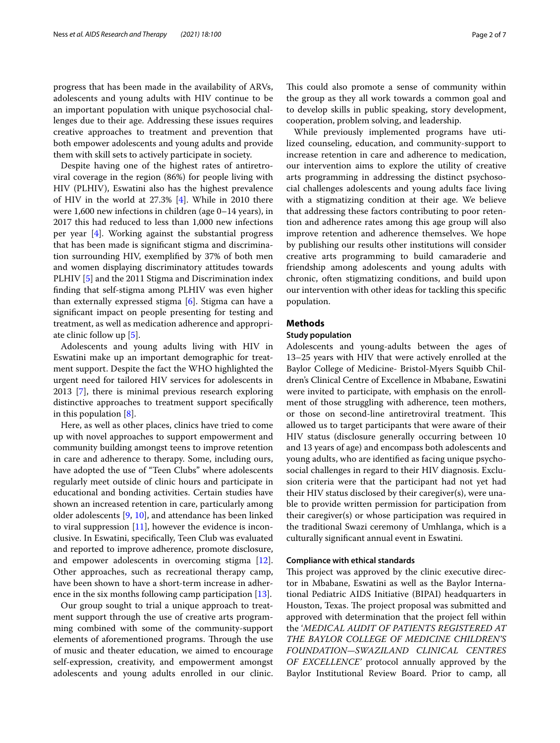progress that has been made in the availability of ARVs, adolescents and young adults with HIV continue to be an important population with unique psychosocial challenges due to their age. Addressing these issues requires creative approaches to treatment and prevention that both empower adolescents and young adults and provide them with skill sets to actively participate in society.

Despite having one of the highest rates of antiretroviral coverage in the region (86%) for people living with HIV (PLHIV), Eswatini also has the highest prevalence of HIV in the world at 27.3% [4]. While in 2010 there were 1,600 new infections in children (age 0–14 years), in 2017 this had reduced to less than 1,000 new infections per year [4]. Working against the substantial progress that has been made is significant stigma and discrimination surrounding HIV, exemplified by 37% of both men and women displaying discriminatory attitudes towards PLHIV [5] and the 2011 Stigma and Discrimination index finding that self-stigma among PLHIV was even higher than externally expressed stigma [6]. Stigma can have a significant impact on people presenting for testing and treatment, as well as medication adherence and appropriate clinic follow up [5].

Adolescents and young adults living with HIV in Eswatini make up an important demographic for treatment support. Despite the fact the WHO highlighted the urgent need for tailored HIV services for adolescents in 2013 [7], there is minimal previous research exploring distinctive approaches to treatment support specifically in this population [8].

Here, as well as other places, clinics have tried to come up with novel approaches to support empowerment and community building amongst teens to improve retention in care and adherence to therapy. Some, including ours, have adopted the use of "Teen Clubs" where adolescents regularly meet outside of clinic hours and participate in educational and bonding activities. Certain studies have shown an increased retention in care, particularly among older adolescents [9, 10], and attendance has been linked to viral suppression [11], however the evidence is inconclusive. In Eswatini, specifically, Teen Club was evaluated and reported to improve adherence, promote disclosure, and empower adolescents in overcoming stigma [12]. Other approaches, such as recreational therapy camp, have been shown to have a short-term increase in adherence in the six months following camp participation [13].

Our group sought to trial a unique approach to treatment support through the use of creative arts programming combined with some of the community-support elements of aforementioned programs. Through the use of music and theater education, we aimed to encourage self-expression, creativity, and empowerment amongst adolescents and young adults enrolled in our clinic. This could also promote a sense of community within the group as they all work towards a common goal and to develop skills in public speaking, story development, cooperation, problem solving, and leadership.

While previously implemented programs have utilized counseling, education, and community-support to increase retention in care and adherence to medication, our intervention aims to explore the utility of creative arts programming in addressing the distinct psychosocial challenges adolescents and young adults face living with a stigmatizing condition at their age. We believe that addressing these factors contributing to poor retention and adherence rates among this age group will also improve retention and adherence themselves. We hope by publishing our results other institutions will consider creative arts programming to build camaraderie and friendship among adolescents and young adults with chronic, often stigmatizing conditions, and build upon our intervention with other ideas for tackling this specific population.

## Methods

### Study population

Adolescents and young-adults between the ages of 13–25 years with HIV that were actively enrolled at the Baylor College of Medicine- Bristol-Myers Squibb Children's Clinical Centre of Excellence in Mbabane, Eswatini were invited to participate, with emphasis on the enrollment of those struggling with adherence, teen mothers, or those on second-line antiretroviral treatment. This allowed us to target participants that were aware of their HIV status (disclosure generally occurring between 10 and 13 years of age) and encompass both adolescents and young adults, who are identified as facing unique psychosocial challenges in regard to their HIV diagnosis. Exclusion criteria were that the participant had not yet had their HIV status disclosed by their caregiver(s), were unable to provide written permission for participation from their caregiver(s) or whose participation was required in the traditional Swazi ceremony of Umhlanga, which is a culturally significant annual event in Eswatini.

### Compliance with ethical standards

This project was approved by the clinic executive director in Mbabane, Eswatini as well as the Baylor International Pediatric AIDS Initiative (BIPAI) headquarters in Houston, Texas. The project proposal was submitted and approved with determination that the project fell within the '*MEDICAL AUDIT OF PATIENTS REGISTERED AT THE BAYLOR COLLEGE OF MEDICINE CHILDREN'S FOUNDATION—SWAZILAND CLINICAL CENTRES OF EXCELLENCE*' protocol annually approved by the Baylor Institutional Review Board. Prior to camp, all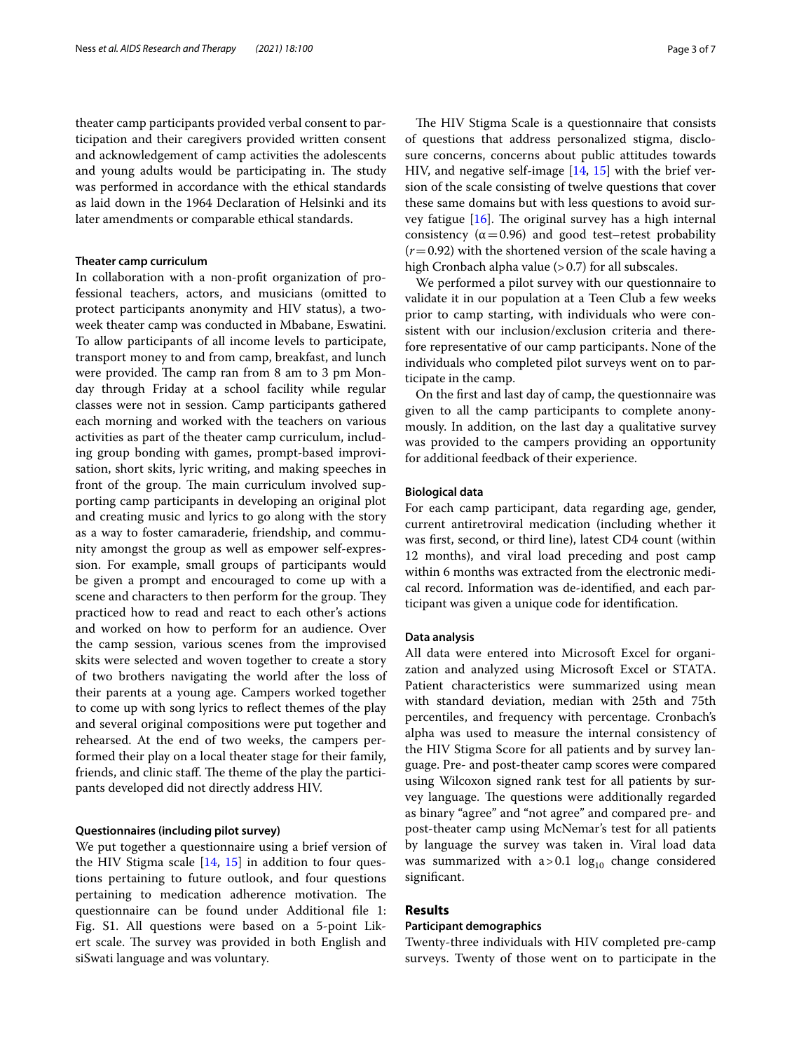theater camp participants provided verbal consent to participation and their caregivers provided written consent and acknowledgement of camp activities the adolescents and young adults would be participating in. The study was performed in accordance with the ethical standards as laid down in the 1964 Declaration of Helsinki and its later amendments or comparable ethical standards.

### Theater camp curriculum

In collaboration with a non-profit organization of professional teachers, actors, and musicians (omitted to protect participants anonymity and HIV status), a two-week theater camp was conducted in Mbabane, Eswatini. To allow participants of all income levels to participate, transport money to and from camp, breakfast, and lunch were provided. The camp ran from 8 am to 3 pm Monday through Friday at a school facility while regular classes were not in session. Camp participants gathered each morning and worked with the teachers on various activities as part of the theater camp curriculum, including group bonding with games, prompt-based improvisation, short skits, lyric writing, and making speeches in front of the group. The main curriculum involved supporting camp participants in developing an original plot and creating music and lyrics to go along with the story as a way to foster camaraderie, friendship, and community amongst the group as well as empower self-expression. For example, small groups of participants would be given a prompt and encouraged to come up with a scene and characters to then perform for the group. They practiced how to read and react to each other's actions and worked on how to perform for an audience. Over the camp session, various scenes from the improvised skits were selected and woven together to create a story of two brothers navigating the world after the loss of their parents at a young age. Campers worked together to come up with song lyrics to reflect themes of the play and several original compositions were put together and rehearsed. At the end of two weeks, the campers performed their play on a local theater stage for their family, friends, and clinic staff. The theme of the play the participants developed did not directly address HIV.

### Questionnaires (including pilot survey)

We put together a questionnaire using a brief version of the HIV Stigma scale [14, 15] in addition to four questions pertaining to future outlook, and four questions pertaining to medication adherence motivation. The questionnaire can be found under Additional file 1: Fig. S1. All questions were based on a 5-point Likert scale. The survey was provided in both English and siSwati language and was voluntary.

The HIV Stigma Scale is a questionnaire that consists of questions that address personalized stigma, disclosure concerns, concerns about public attitudes towards HIV, and negative self-image [14, 15] with the brief version of the scale consisting of twelve questions that cover these same domains but with less questions to avoid survey fatigue [16]. The original survey has a high internal consistency ($\alpha = 0.96$) and good test–retest probability ($r = 0.92$) with the shortened version of the scale having a high Cronbach alpha value (> 0.7) for all subscales.

We performed a pilot survey with our questionnaire to validate it in our population at a Teen Club a few weeks prior to camp starting, with individuals who were consistent with our inclusion/exclusion criteria and therefore representative of our camp participants. None of the individuals who completed pilot surveys went on to participate in the camp.

On the first and last day of camp, the questionnaire was given to all the camp participants to complete anonymously. In addition, on the last day a qualitative survey was provided to the campers providing an opportunity for additional feedback of their experience.

### Biological data

For each camp participant, data regarding age, gender, current antiretroviral medication (including whether it was first, second, or third line), latest CD4 count (within 12 months), and viral load preceding and post camp within 6 months was extracted from the electronic medical record. Information was de-identified, and each participant was given a unique code for identification.

### Data analysis

All data were entered into Microsoft Excel for organization and analyzed using Microsoft Excel or STATA. Patient characteristics were summarized using mean with standard deviation, median with 25th and 75th percentiles, and frequency with percentage. Cronbach's alpha was used to measure the internal consistency of the HIV Stigma Score for all patients and by survey language. Pre- and post-theater camp scores were compared using Wilcoxon signed rank test for all patients by survey language. The questions were additionally regarded as binary "agree" and "not agree" and compared pre- and post-theater camp using McNemar's test for all patients by language the survey was taken in. Viral load data was summarized with a > 0.1 $\log_{10}$ change considered significant.

## Results

### Participant demographics

Twenty-three individuals with HIV completed pre-camp surveys. Twenty of those went on to participate in the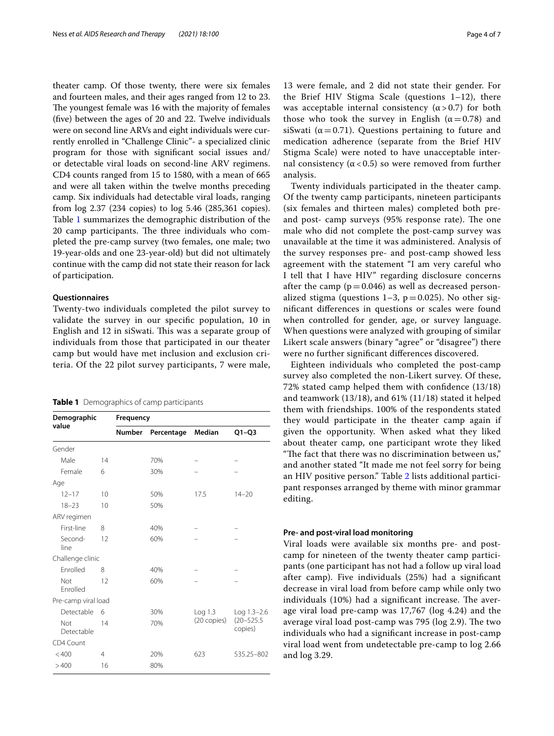theater camp. Of those twenty, there were six females and fourteen males, and their ages ranged from 12 to 23. The youngest female was 16 with the majority of females (five) between the ages of 20 and 22. Twelve individuals were on second line ARVs and eight individuals were currently enrolled in "Challenge Clinic"- a specialized clinic program for those with significant social issues and/or detectable viral loads on second-line ARV regimens. CD4 counts ranged from 15 to 1580, with a mean of 665 and were all taken within the twelve months preceding camp. Six individuals had detectable viral loads, ranging from log 2.37 (234 copies) to log 5.46 (285,361 copies). Table 1 summarizes the demographic distribution of the 20 camp participants. The three individuals who completed the pre-camp survey (two females, one male; two 19-year-olds and one 23-year-old) but did not ultimately continue with the camp did not state their reason for lack of participation.

### Questionnaires

Twenty-two individuals completed the pilot survey to validate the survey in our specific population, 10 in English and 12 in siSwati. This was a separate group of individuals from those that participated in our theater camp but would have met inclusion and exclusion criteria. Of the 22 pilot survey participants, 7 were male, 13 were female, and 2 did not state their gender. For the Brief HIV Stigma Scale (questions 1–12), there was acceptable internal consistency ($\alpha > 0.7$) for both those who took the survey in English ($\alpha = 0.78$) and siSwati ($\alpha = 0.71$). Questions pertaining to future and medication adherence (separate from the Brief HIV Stigma Scale) were noted to have unacceptable internal consistency ($\alpha < 0.5$) so were removed from further analysis.

Twenty individuals participated in the theater camp. Of the twenty camp participants, nineteen participants (six females and thirteen males) completed both pre- and post- camp surveys (95% response rate). The one male who did not complete the post-camp survey was unavailable at the time it was administered. Analysis of the survey responses pre- and post-camp showed less agreement with the statement "I am very careful who I tell that I have HIV" regarding disclosure concerns after the camp ($p = 0.046$) as well as decreased personalized stigma (questions 1–3, $p = 0.025$). No other significant differences in questions or scales were found when controlled for gender, age, or survey language. When questions were analyzed with grouping of similar Likert scale answers (binary "agree" or "disagree") there were no further significant differences discovered.

Eighteen individuals who completed the post-camp survey also completed the non-Likert survey. Of these, 72% stated camp helped them with confidence (13/18) and teamwork (13/18), and 61% (11/18) stated it helped them with friendships. 100% of the respondents stated they would participate in the theater camp again if given the opportunity. When asked what they liked about theater camp, one participant wrote they liked "The fact that there was no discrimination between us," and another stated "It made me not feel sorry for being an HIV positive person." Table 2 lists additional participant responses arranged by theme with minor grammar editing.

**Table 1** Demographics of camp participants

| Demographic value | Frequency | | | |
|---|---|---|---|---|
| | Number | Percentage | Median | Q1–Q3 |
| Gender | | | | |
| Male | 14 | 70% | – | – |
| Female | 6 | 30% | – | – |
| Age | | | | |
| 12–17 | 10 | 50% | 17.5 | 14–20 |
| 18–23 | 10 | 50% | | |
| ARV regimen | | | | |
| First-line | 8 | 40% | – | – |
| Second-line | 12 | 60% | – | – |
| Challenge clinic | | | | |
| Enrolled | 8 | 40% | – | – |
| Not Enrolled | 12 | 60% | – | – |
| Pre-camp viral load | | | | |
| Detectable | 6 | 30% | Log 1.3 (20 copies) | Log 1.3–2.6 (20–525.5 copies) |
| Not Detectable | 14 | 70% | | |
| CD4 Count | | | | |
| <400 | 4 | 20% | 623 | 535.25–802 |
| >400 | 16 | 80% | | |

### Pre- and post-viral load monitoring

Viral loads were available six months pre- and post-camp for nineteen of the twenty theater camp participants (one participant has not had a follow up viral load after camp). Five individuals (25%) had a significant decrease in viral load from before camp while only two individuals (10%) had a significant increase. The average viral load pre-camp was 17,767 (log 4.24) and the average viral load post-camp was 795 (log 2.9). The two individuals who had a significant increase in post-camp viral load went from undetectable pre-camp to log 2.66 and log 3.29.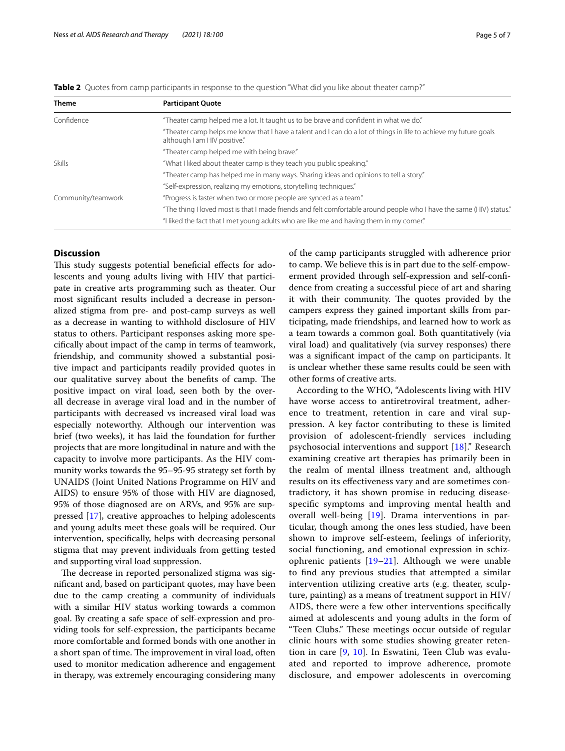**Table 2** Quotes from camp participants in response to the question "What did you like about theater camp?"

| Theme | Participant Quote |
|---|---|
| Confidence | "Theater camp helped me a lot. It taught us to be brave and confident in what we do." |
| | "Theater camp helps me know that I have a talent and I can do a lot of things in life to achieve my future goals although I am HIV positive." |
| | "Theater camp helped me with being brave." |
| Skills | "What I liked about theater camp is they teach you public speaking." |
| | "Theater camp has helped me in many ways. Sharing ideas and opinions to tell a story." |
| | "Self-expression, realizing my emotions, storytelling techniques." |
| Community/teamwork | "Progress is faster when two or more people are synced as a team." |
| | "The thing I loved most is that I made friends and felt comfortable around people who I have the same (HIV) status." |
| | "I liked the fact that I met young adults who are like me and having them in my corner." |

## Discussion

This study suggests potential beneficial effects for adolescents and young adults living with HIV that participate in creative arts programming such as theater. Our most significant results included a decrease in personalized stigma from pre- and post-camp surveys as well as a decrease in wanting to withhold disclosure of HIV status to others. Participant responses asking more specifically about impact of the camp in terms of teamwork, friendship, and community showed a substantial positive impact and participants readily provided quotes in our qualitative survey about the benefits of camp. The positive impact on viral load, seen both by the overall decrease in average viral load and in the number of participants with decreased vs increased viral load was especially noteworthy. Although our intervention was brief (two weeks), it has laid the foundation for further projects that are more longitudinal in nature and with the capacity to involve more participants. As the HIV community works towards the 95–95-95 strategy set forth by UNAIDS (Joint United Nations Programme on HIV and AIDS) to ensure 95% of those with HIV are diagnosed, 95% of those diagnosed are on ARVs, and 95% are suppressed [17], creative approaches to helping adolescents and young adults meet these goals will be required. Our intervention, specifically, helps with decreasing personal stigma that may prevent individuals from getting tested and supporting viral load suppression.

The decrease in reported personalized stigma was significant and, based on participant quotes, may have been due to the camp creating a community of individuals with a similar HIV status working towards a common goal. By creating a safe space of self-expression and providing tools for self-expression, the participants became more comfortable and formed bonds with one another in a short span of time. The improvement in viral load, often used to monitor medication adherence and engagement in therapy, was extremely encouraging considering many of the camp participants struggled with adherence prior to camp. We believe this is in part due to the self-empowerment provided through self-expression and self-confidence from creating a successful piece of art and sharing it with their community. The quotes provided by the campers express they gained important skills from participating, made friendships, and learned how to work as a team towards a common goal. Both quantitatively (via viral load) and qualitatively (via survey responses) there was a significant impact of the camp on participants. It is unclear whether these same results could be seen with other forms of creative arts.

According to the WHO, "Adolescents living with HIV have worse access to antiretroviral treatment, adherence to treatment, retention in care and viral suppression. A key factor contributing to these is limited provision of adolescent-friendly services including psychosocial interventions and support [18]." Research examining creative art therapies has primarily been in the realm of mental illness treatment and, although results on its effectiveness vary and are sometimes contradictory, it has shown promise in reducing disease-specific symptoms and improving mental health and overall well-being [19]. Drama interventions in particular, though among the ones less studied, have been shown to improve self-esteem, feelings of inferiority, social functioning, and emotional expression in schizophrenic patients [19–21]. Although we were unable to find any previous studies that attempted a similar intervention utilizing creative arts (e.g. theater, sculpture, painting) as a means of treatment support in HIV/AIDS, there were a few other interventions specifically aimed at adolescents and young adults in the form of "Teen Clubs." These meetings occur outside of regular clinic hours with some studies showing greater retention in care [9, 10]. In Eswatini, Teen Club was evaluated and reported to improve adherence, promote disclosure, and empower adolescents in overcoming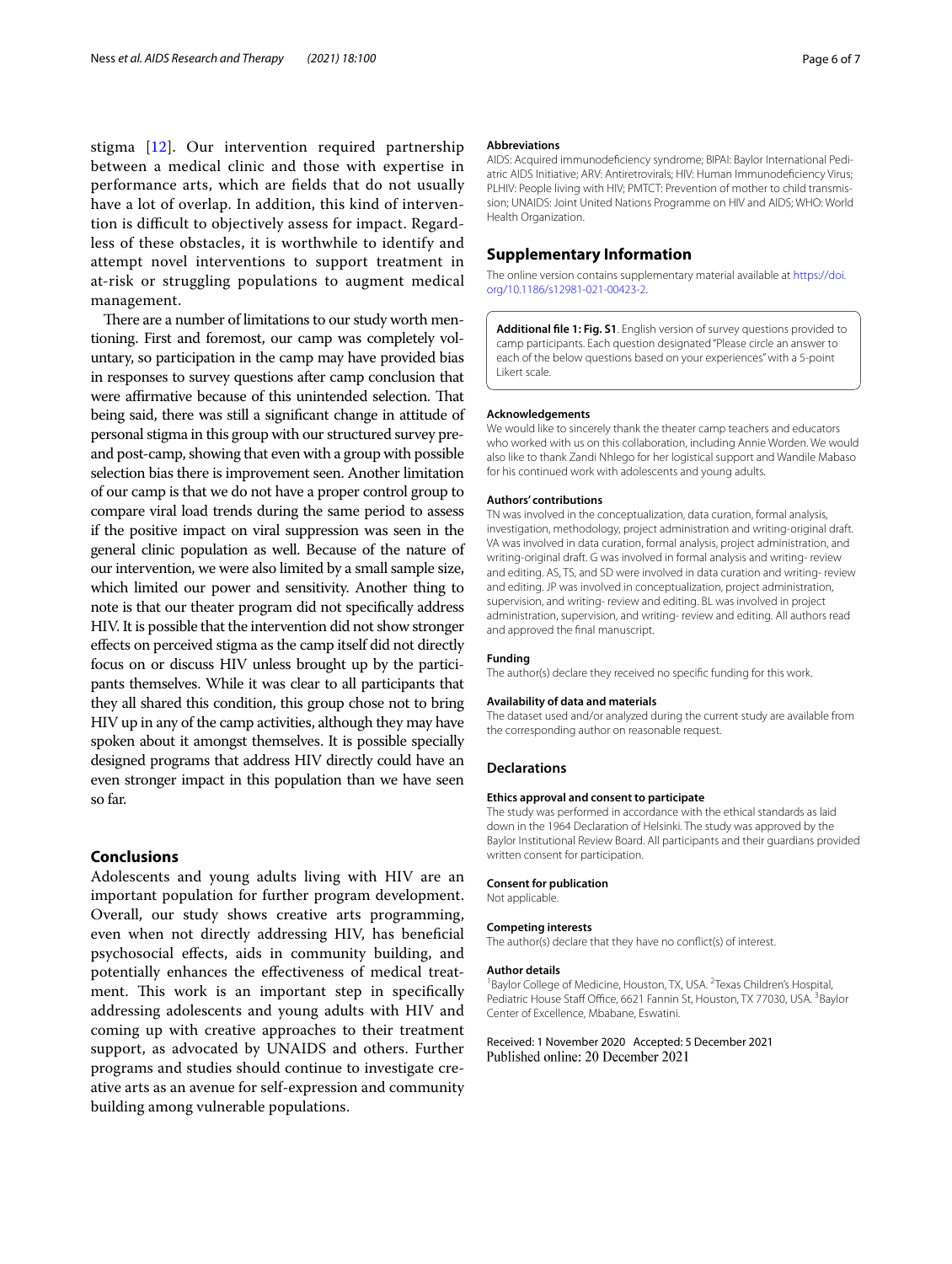stigma [12]. Our intervention required partnership between a medical clinic and those with expertise in performance arts, which are fields that do not usually have a lot of overlap. In addition, this kind of intervention is difficult to objectively assess for impact. Regardless of these obstacles, it is worthwhile to identify and attempt novel interventions to support treatment in at-risk or struggling populations to augment medical management.

There are a number of limitations to our study worth mentioning. First and foremost, our camp was completely voluntary, so participation in the camp may have provided bias in responses to survey questions after camp conclusion that were affirmative because of this unintended selection. That being said, there was still a significant change in attitude of personal stigma in this group with our structured survey pre- and post-camp, showing that even with a group with possible selection bias there is improvement seen. Another limitation of our camp is that we do not have a proper control group to compare viral load trends during the same period to assess if the positive impact on viral suppression was seen in the general clinic population as well. Because of the nature of our intervention, we were also limited by a small sample size, which limited our power and sensitivity. Another thing to note is that our theater program did not specifically address HIV. It is possible that the intervention did not show stronger effects on perceived stigma as the camp itself did not directly focus on or discuss HIV unless brought up by the participants themselves. While it was clear to all participants that they all shared this condition, this group chose not to bring HIV up in any of the camp activities, although they may have spoken about it amongst themselves. It is possible specially designed programs that address HIV directly could have an even stronger impact in this population than we have seen so far.

## Conclusions

Adolescents and young adults living with HIV are an important population for further program development. Overall, our study shows creative arts programming, even when not directly addressing HIV, has beneficial psychosocial effects, aids in community building, and potentially enhances the effectiveness of medical treatment. This work is an important step in specifically addressing adolescents and young adults with HIV and coming up with creative approaches to their treatment support, as advocated by UNAIDS and others. Further programs and studies should continue to investigate creative arts as an avenue for self-expression and community building among vulnerable populations.

#### Abbreviations

AIDS: Acquired immunodeficiency syndrome; BIPAI: Baylor International Pediatric AIDS Initiative; ARV: Antiretrovirals; HIV: Human Immunodeficiency Virus; PLHIV: People living with HIV; PMTCT: Prevention of mother to child transmission; UNAIDS: Joint United Nations Programme on HIV and AIDS; WHO: World Health Organization.

## Supplementary Information

The online version contains supplementary material available at https://doi.org/10.1186/s12981-021-00423-2.

**Additional file 1: Fig. S1**. English version of survey questions provided to camp participants. Each question designated "Please circle an answer to each of the below questions based on your experiences" with a 5-point Likert scale.

#### Acknowledgements

We would like to sincerely thank the theater camp teachers and educators who worked with us on this collaboration, including Annie Worden. We would also like to thank Zandi Nhlego for her logistical support and Wandile Mabaso for his continued work with adolescents and young adults.

#### Authors' contributions

TN was involved in the conceptualization, data curation, formal analysis, investigation, methodology, project administration and writing-original draft. VA was involved in data curation, formal analysis, project administration, and writing-original draft. G was involved in formal analysis and writing- review and editing. AS, TS, and SD were involved in data curation and writing- review and editing. JP was involved in conceptualization, project administration, supervision, and writing- review and editing. BL was involved in project administration, supervision, and writing- review and editing. All authors read and approved the final manuscript.

#### Funding

The author(s) declare they received no specific funding for this work.

#### Availability of data and materials

The dataset used and/or analyzed during the current study are available from the corresponding author on reasonable request.

### Declarations

#### Ethics approval and consent to participate

The study was performed in accordance with the ethical standards as laid down in the 1964 Declaration of Helsinki. The study was approved by the Baylor Institutional Review Board. All participants and their guardians provided written consent for participation.

#### Consent for publication

Not applicable.

#### Competing interests

The author(s) declare that they have no conflict(s) of interest.

#### Author details

[1] Baylor College of Medicine, Houston, TX, USA. [2] Texas Children's Hospital, Pediatric House Staff Office, 6621 Fannin St, Houston, TX 77030, USA. [3] Baylor Center of Excellence, Mbabane, Eswatini.

Received: 1 November 2020 Accepted: 5 December 2021
Published online: 20 December 2021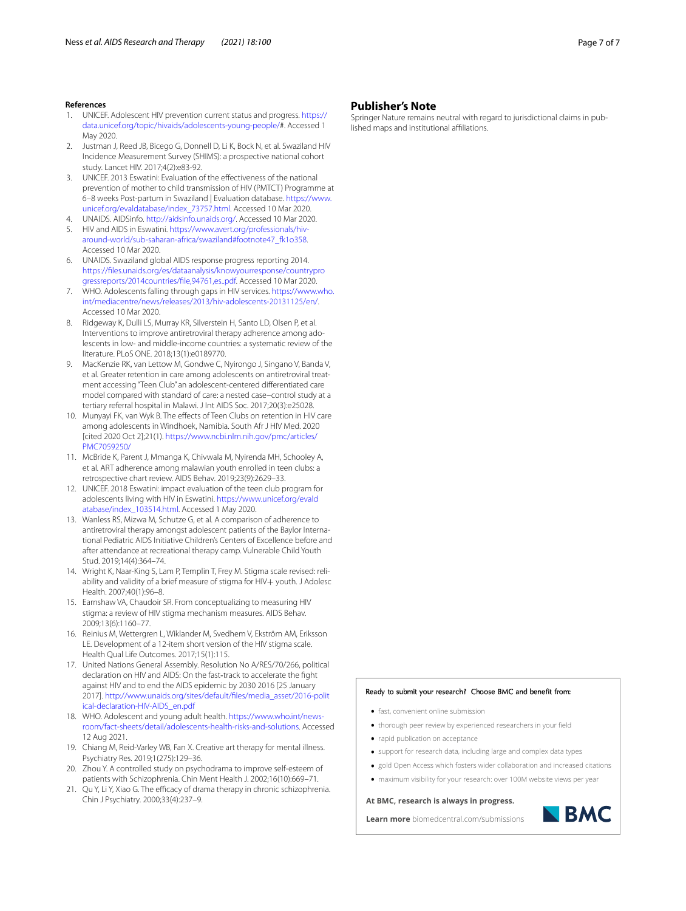## References

1. UNICEF. Adolescent HIV prevention current status and progress. https://data.unicef.org/topic/hivaids/adolescents-young-people/#. Accessed 1 May 2020.
2. Justman J, Reed JB, Bicego G, Donnell D, Li K, Bock N, et al. Swaziland HIV Incidence Measurement Survey (SHIMS): a prospective national cohort study. Lancet HIV. 2017;4(2):e83-92.
3. UNICEF. 2013 Eswatini: Evaluation of the effectiveness of the national prevention of mother to child transmission of HIV (PMTCT) Programme at 6–8 weeks Post-partum in Swaziland | Evaluation database. https://www.unicef.org/evaldatabase/index_73757.html. Accessed 10 Mar 2020.
4. UNAIDS. AIDSinfo. http://aidsinfo.unaids.org/. Accessed 10 Mar 2020.
5. HIV and AIDS in Eswatini. https://www.avert.org/professionals/hiv-around-world/sub-saharan-africa/swaziland#footnote47_fk1o358. Accessed 10 Mar 2020.
6. UNAIDS. Swaziland global AIDS response progress reporting 2014. https://files.unaids.org/es/dataanalysis/knowyourresponse/countryprogressreports/2014countries/file,94761,es..pdf. Accessed 10 Mar 2020.
7. WHO. Adolescents falling through gaps in HIV services. https://www.who.int/mediacentre/news/releases/2013/hiv-adolescents-20131125/en/. Accessed 10 Mar 2020.
8. Ridgeway K, Dulli LS, Murray KR, Silverstein H, Santo LD, Olsen P, et al. Interventions to improve antiretroviral therapy adherence among adolescents in low- and middle-income countries: a systematic review of the literature. PLoS ONE. 2018;13(1):e0189770.
9. MacKenzie RK, van Lettow M, Gondwe C, Nyirongo J, Singano V, Banda V, et al. Greater retention in care among adolescents on antiretroviral treatment accessing "Teen Club" an adolescent-centered differentiated care model compared with standard of care: a nested case–control study at a tertiary referral hospital in Malawi. J Int AIDS Soc. 2017;20(3):e25028.
10. Munyayi FK, van Wyk B. The effects of Teen Clubs on retention in HIV care among adolescents in Windhoek, Namibia. South Afr J HIV Med. 2020 [cited 2020 Oct 2];21(1). https://www.ncbi.nlm.nih.gov/pmc/articles/PMC7059250/
11. McBride K, Parent J, Mmanga K, Chivwala M, Nyirenda MH, Schooley A, et al. ART adherence among malawian youth enrolled in teen clubs: a retrospective chart review. AIDS Behav. 2019;23(9):2629–33.
12. UNICEF. 2018 Eswatini: impact evaluation of the teen club program for adolescents living with HIV in Eswatini. https://www.unicef.org/evaldatabase/index_103514.html. Accessed 1 May 2020.
13. Wanless RS, Mizwa M, Schutze G, et al. A comparison of adherence to antiretroviral therapy amongst adolescent patients of the Baylor International Pediatric AIDS Initiative Children's Centers of Excellence before and after attendance at recreational therapy camp. Vulnerable Child Youth Stud. 2019;14(4):364–74.
14. Wright K, Naar-King S, Lam P, Templin T, Frey M. Stigma scale revised: reliability and validity of a brief measure of stigma for HIV+ youth. J Adolesc Health. 2007;40(1):96–8.
15. Earnshaw VA, Chaudoir SR. From conceptualizing to measuring HIV stigma: a review of HIV stigma mechanism measures. AIDS Behav. 2009;13(6):1160–77.
16. Reinius M, Wettergren L, Wiklander M, Svedhem V, Ekström AM, Eriksson LE. Development of a 12-item short version of the HIV stigma scale. Health Qual Life Outcomes. 2017;15(1):115.
17. United Nations General Assembly. Resolution No A/RES/70/266, political declaration on HIV and AIDS: On the fast-track to accelerate the fight against HIV and to end the AIDS epidemic by 2030 2016 [25 January 2017]. http://www.unaids.org/sites/default/files/media_asset/2016-political-declaration-HIV-AIDS_en.pdf
18. WHO. Adolescent and young adult health. https://www.who.int/news-room/fact-sheets/detail/adolescents-health-risks-and-solutions. Accessed 12 Aug 2021.
19. Chiang M, Reid-Varley WB, Fan X. Creative art therapy for mental illness. Psychiatry Res. 2019;1(275):129–36.
20. Zhou Y. A controlled study on psychodrama to improve self-esteem of patients with Schizophrenia. Chin Ment Health J. 2002;16(10):669–71.
21. Qu Y, Li Y, Xiao G. The efficacy of drama therapy in chronic schizophrenia. Chin J Psychiatry. 2000;33(4):237–9.

## Publisher's Note

Springer Nature remains neutral with regard to jurisdictional claims in published maps and institutional affiliations.

Ready to submit your research? Choose BMC and benefit from:

- fast, convenient online submission
- thorough peer review by experienced researchers in your field
- rapid publication on acceptance
- support for research data, including large and complex data types
- gold Open Access which fosters wider collaboration and increased citations
- maximum visibility for your research: over 100M website views per year

**At BMC, research is always in progress.**

**Learn more** biomedcentral.com/submissions

BMC